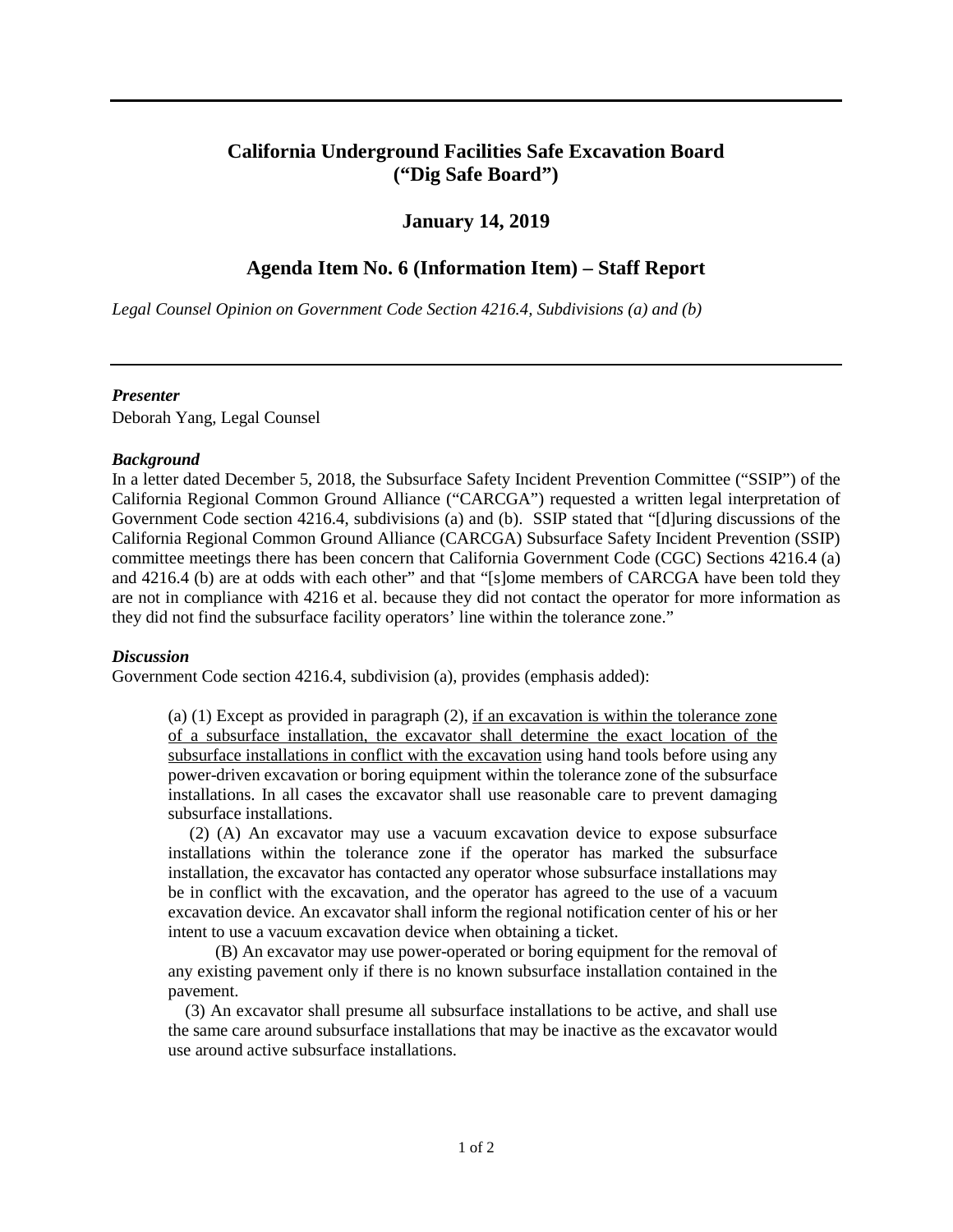# California Underground Facilities Safe Excavation Board ("Dig Safe Board")

## January 14, 2019

## Agenda Item No. 6 (Information Item) – Staff Report

*Legal Counsel Opinion on Government Code Section 4216.4, Subdivisions (a) and (b)*

---

***Presenter***

Deborah Yang, Legal Counsel

***Background***

In a letter dated December 5, 2018, the Subsurface Safety Incident Prevention Committee ("SSIP") of the California Regional Common Ground Alliance ("CARCGA") requested a written legal interpretation of Government Code section 4216.4, subdivisions (a) and (b). SSIP stated that "[d]uring discussions of the California Regional Common Ground Alliance (CARCGA) Subsurface Safety Incident Prevention (SSIP) committee meetings there has been concern that California Government Code (CGC) Sections 4216.4 (a) and 4216.4 (b) are at odds with each other" and that "[s]ome members of CARCGA have been told they are not in compliance with 4216 et al. because they did not contact the operator for more information as they did not find the subsurface facility operators' line within the tolerance zone."

***Discussion***

Government Code section 4216.4, subdivision (a), provides (emphasis added):

> (a) (1) Except as provided in paragraph (2), <u>if an excavation is within the tolerance zone of a subsurface installation, the excavator shall determine the exact location of the subsurface installations in conflict with the excavation</u> using hand tools before using any power-driven excavation or boring equipment within the tolerance zone of the subsurface installations. In all cases the excavator shall use reasonable care to prevent damaging subsurface installations.
>
> (2) (A) An excavator may use a vacuum excavation device to expose subsurface installations within the tolerance zone if the operator has marked the subsurface installation, the excavator has contacted any operator whose subsurface installations may be in conflict with the excavation, and the operator has agreed to the use of a vacuum excavation device. An excavator shall inform the regional notification center of his or her intent to use a vacuum excavation device when obtaining a ticket.
>
> (B) An excavator may use power-operated or boring equipment for the removal of any existing pavement only if there is no known subsurface installation contained in the pavement.
>
> (3) An excavator shall presume all subsurface installations to be active, and shall use the same care around subsurface installations that may be inactive as the excavator would use around active subsurface installations.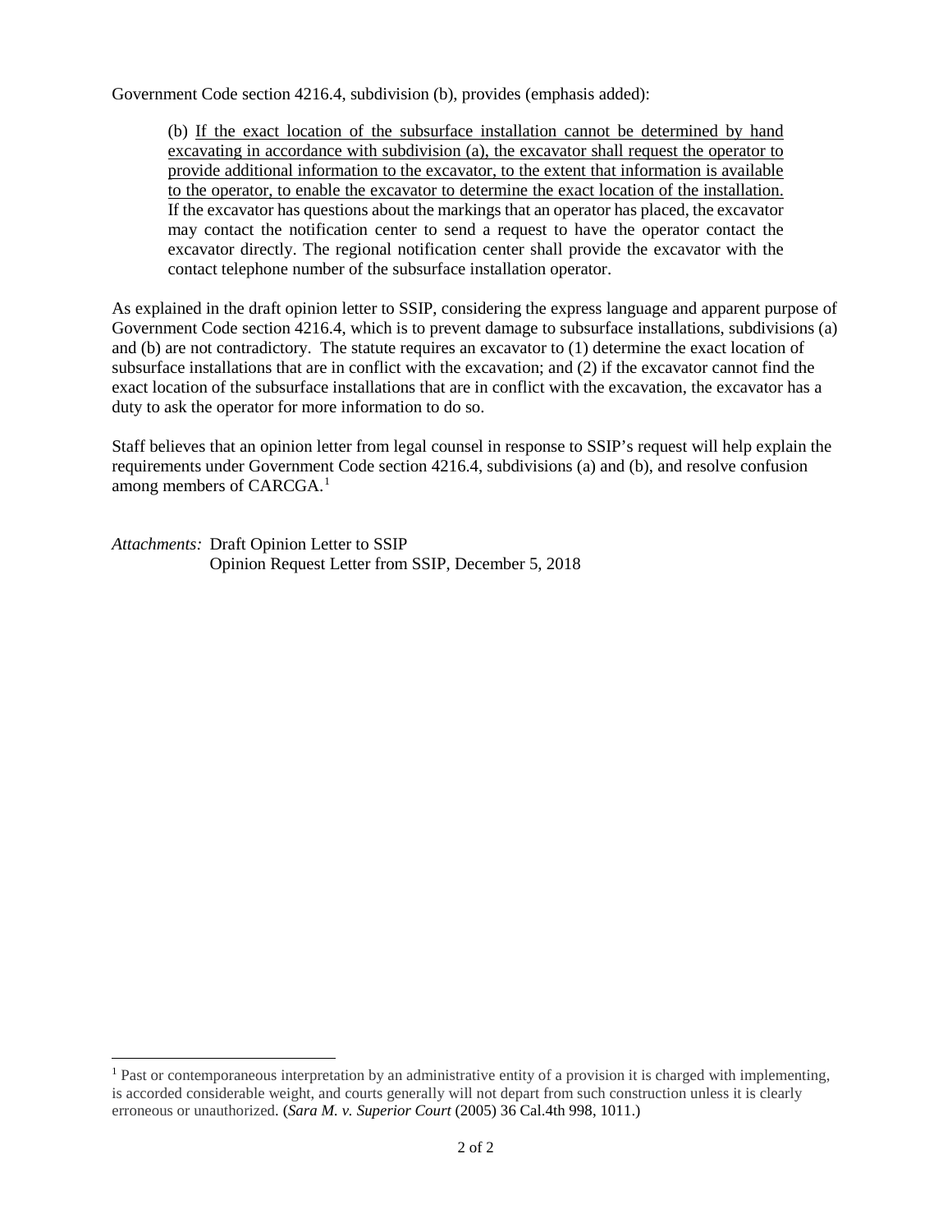Government Code section 4216.4, subdivision (b), provides (emphasis added):

> (b) <u>If the exact location of the subsurface installation cannot be determined by hand excavating in accordance with subdivision (a), the excavator shall request the operator to provide additional information to the excavator, to the extent that information is available to the operator, to enable the excavator to determine the exact location of the installation.</u> If the excavator has questions about the markings that an operator has placed, the excavator may contact the notification center to send a request to have the operator contact the excavator directly. The regional notification center shall provide the excavator with the contact telephone number of the subsurface installation operator.

As explained in the draft opinion letter to SSIP, considering the express language and apparent purpose of Government Code section 4216.4, which is to prevent damage to subsurface installations, subdivisions (a) and (b) are not contradictory. The statute requires an excavator to (1) determine the exact location of subsurface installations that are in conflict with the excavation; and (2) if the excavator cannot find the exact location of the subsurface installations that are in conflict with the excavation, the excavator has a duty to ask the operator for more information to do so.

Staff believes that an opinion letter from legal counsel in response to SSIP's request will help explain the requirements under Government Code section 4216.4, subdivisions (a) and (b), and resolve confusion among members of CARCGA.[1]

*Attachments:* Draft Opinion Letter to SSIP
Opinion Request Letter from SSIP, December 5, 2018

---

[1] Past or contemporaneous interpretation by an administrative entity of a provision it is charged with implementing, is accorded considerable weight, and courts generally will not depart from such construction unless it is clearly erroneous or unauthorized. (*Sara M. v. Superior Court* (2005) 36 Cal.4th 998, 1011.)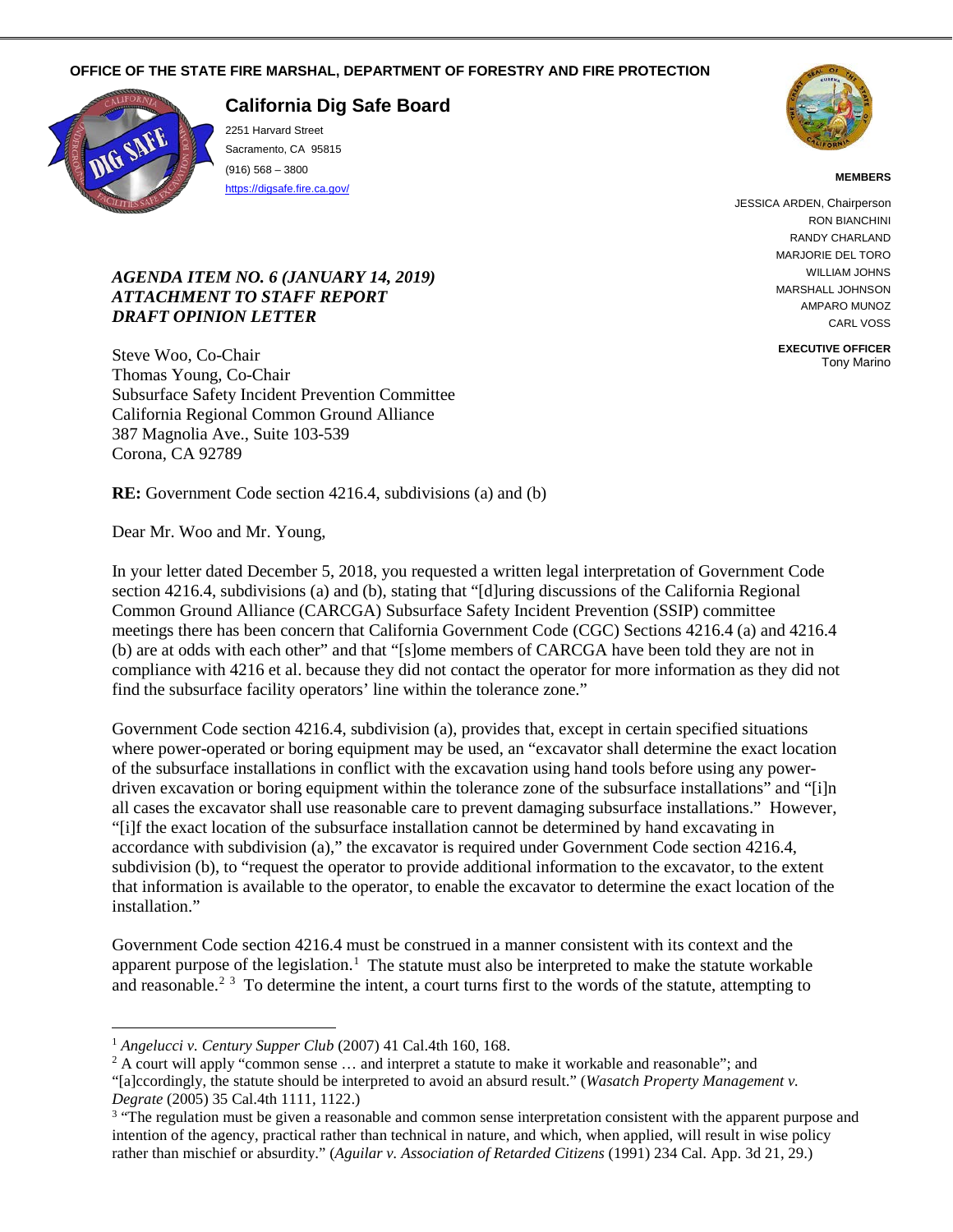**OFFICE OF THE STATE FIRE MARSHAL, DEPARTMENT OF FORESTRY AND FIRE PROTECTION**

## California Dig Safe Board

2251 Harvard Street
Sacramento, CA 95815
(916) 568 – 3800
https://digsafe.fire.ca.gov/

**MEMBERS**

JESSICA ARDEN, Chairperson
RON BIANCHINI
RANDY CHARLAND
MARJORIE DEL TORO
WILLIAM JOHNS
MARSHALL JOHNSON
AMPARO MUNOZ
CARL VOSS

**EXECUTIVE OFFICER**
Tony Marino

***AGENDA ITEM NO. 6 (JANUARY 14, 2019)***
***ATTACHMENT TO STAFF REPORT***
***DRAFT OPINION LETTER***

Steve Woo, Co-Chair
Thomas Young, Co-Chair
Subsurface Safety Incident Prevention Committee
California Regional Common Ground Alliance
387 Magnolia Ave., Suite 103-539
Corona, CA 92789

**RE:** Government Code section 4216.4, subdivisions (a) and (b)

Dear Mr. Woo and Mr. Young,

In your letter dated December 5, 2018, you requested a written legal interpretation of Government Code section 4216.4, subdivisions (a) and (b), stating that "[d]uring discussions of the California Regional Common Ground Alliance (CARCGA) Subsurface Safety Incident Prevention (SSIP) committee meetings there has been concern that California Government Code (CGC) Sections 4216.4 (a) and 4216.4 (b) are at odds with each other" and that "[s]ome members of CARCGA have been told they are not in compliance with 4216 et al. because they did not contact the operator for more information as they did not find the subsurface facility operators' line within the tolerance zone."

Government Code section 4216.4, subdivision (a), provides that, except in certain specified situations where power-operated or boring equipment may be used, an "excavator shall determine the exact location of the subsurface installations in conflict with the excavation using hand tools before using any power-driven excavation or boring equipment within the tolerance zone of the subsurface installations" and "[i]n all cases the excavator shall use reasonable care to prevent damaging subsurface installations." However, "[i]f the exact location of the subsurface installation cannot be determined by hand excavating in accordance with subdivision (a)," the excavator is required under Government Code section 4216.4, subdivision (b), to "request the operator to provide additional information to the excavator, to the extent that information is available to the operator, to enable the excavator to determine the exact location of the installation."

Government Code section 4216.4 must be construed in a manner consistent with its context and the apparent purpose of the legislation.[1] The statute must also be interpreted to make the statute workable and reasonable.[2] [3] To determine the intent, a court turns first to the words of the statute, attempting to

---

[1] *Angelucci v. Century Supper Club* (2007) 41 Cal.4th 160, 168.

[2] A court will apply "common sense … and interpret a statute to make it workable and reasonable"; and "[a]ccordingly, the statute should be interpreted to avoid an absurd result." (*Wasatch Property Management v. Degrate* (2005) 35 Cal.4th 1111, 1122.)

[3] "The regulation must be given a reasonable and common sense interpretation consistent with the apparent purpose and intention of the agency, practical rather than technical in nature, and which, when applied, will result in wise policy rather than mischief or absurdity." (*Aguilar v. Association of Retarded Citizens* (1991) 234 Cal. App. 3d 21, 29.)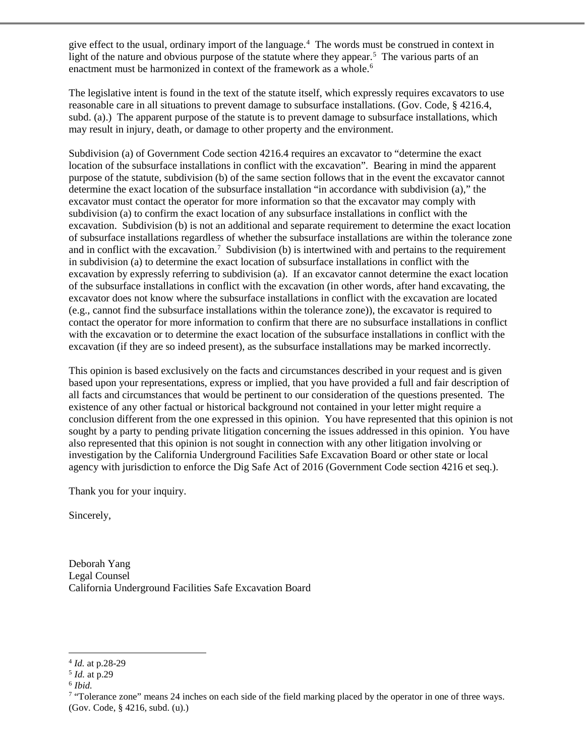give effect to the usual, ordinary import of the language.[4] The words must be construed in context in light of the nature and obvious purpose of the statute where they appear.[5] The various parts of an enactment must be harmonized in context of the framework as a whole.[6]

The legislative intent is found in the text of the statute itself, which expressly requires excavators to use reasonable care in all situations to prevent damage to subsurface installations. (Gov. Code, § 4216.4, subd. (a).) The apparent purpose of the statute is to prevent damage to subsurface installations, which may result in injury, death, or damage to other property and the environment.

Subdivision (a) of Government Code section 4216.4 requires an excavator to "determine the exact location of the subsurface installations in conflict with the excavation". Bearing in mind the apparent purpose of the statute, subdivision (b) of the same section follows that in the event the excavator cannot determine the exact location of the subsurface installation "in accordance with subdivision (a)," the excavator must contact the operator for more information so that the excavator may comply with subdivision (a) to confirm the exact location of any subsurface installations in conflict with the excavation. Subdivision (b) is not an additional and separate requirement to determine the exact location of subsurface installations regardless of whether the subsurface installations are within the tolerance zone and in conflict with the excavation.[7] Subdivision (b) is intertwined with and pertains to the requirement in subdivision (a) to determine the exact location of subsurface installations in conflict with the excavation by expressly referring to subdivision (a). If an excavator cannot determine the exact location of the subsurface installations in conflict with the excavation (in other words, after hand excavating, the excavator does not know where the subsurface installations in conflict with the excavation are located (e.g., cannot find the subsurface installations within the tolerance zone)), the excavator is required to contact the operator for more information to confirm that there are no subsurface installations in conflict with the excavation or to determine the exact location of the subsurface installations in conflict with the excavation (if they are so indeed present), as the subsurface installations may be marked incorrectly.

This opinion is based exclusively on the facts and circumstances described in your request and is given based upon your representations, express or implied, that you have provided a full and fair description of all facts and circumstances that would be pertinent to our consideration of the questions presented. The existence of any other factual or historical background not contained in your letter might require a conclusion different from the one expressed in this opinion. You have represented that this opinion is not sought by a party to pending private litigation concerning the issues addressed in this opinion. You have also represented that this opinion is not sought in connection with any other litigation involving or investigation by the California Underground Facilities Safe Excavation Board or other state or local agency with jurisdiction to enforce the Dig Safe Act of 2016 (Government Code section 4216 et seq.).

Thank you for your inquiry.

Sincerely,

Deborah Yang
Legal Counsel
California Underground Facilities Safe Excavation Board

---

[4] *Id.* at p.28-29

[5] *Id.* at p.29

[6] *Ibid.*

[7] "Tolerance zone" means 24 inches on each side of the field marking placed by the operator in one of three ways. (Gov. Code, § 4216, subd. (u).)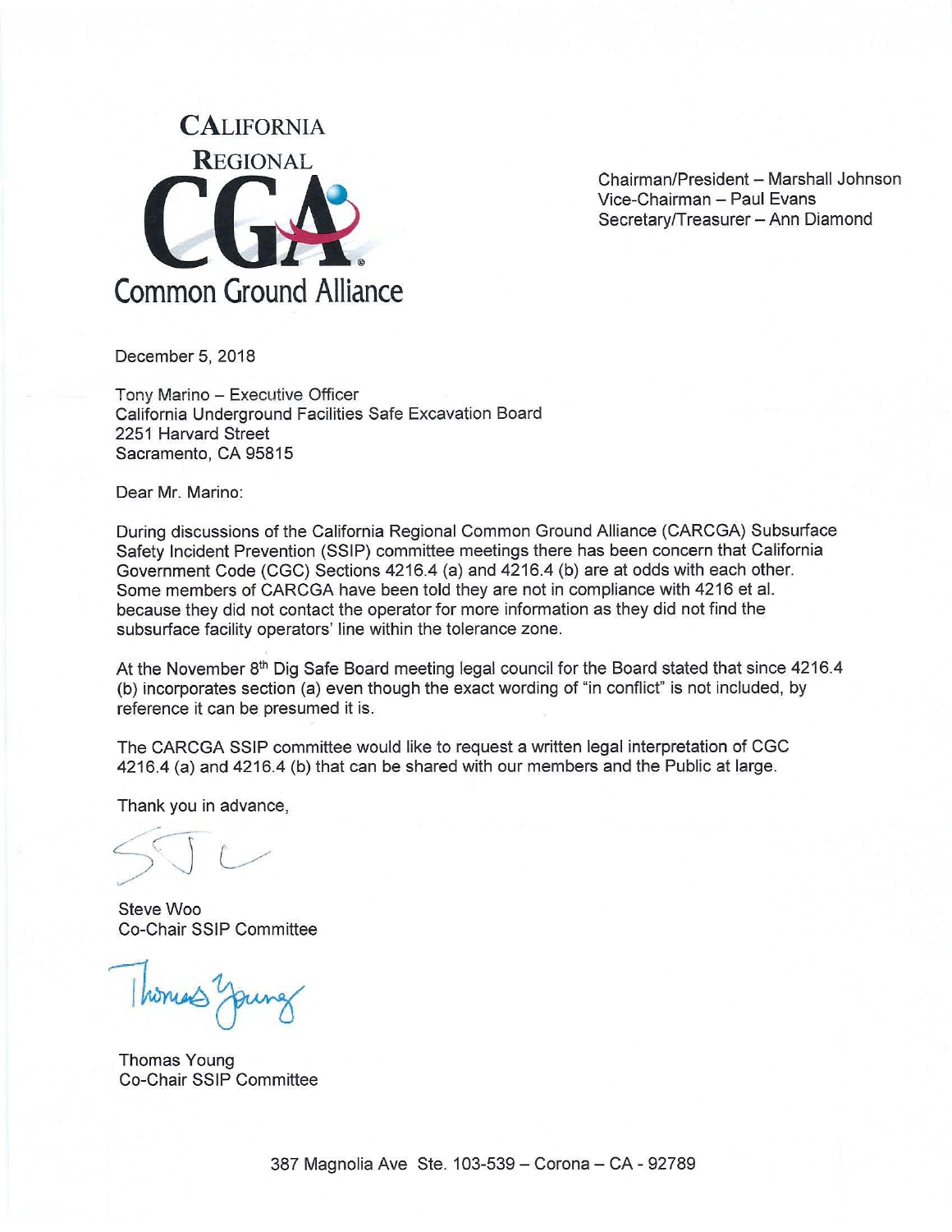**CALIFORNIA REGIONAL**

**CGA**

**Common Ground Alliance**

Chairman/President – Marshall Johnson
Vice-Chairman – Paul Evans
Secretary/Treasurer – Ann Diamond

December 5, 2018

Tony Marino – Executive Officer
California Underground Facilities Safe Excavation Board
2251 Harvard Street
Sacramento, CA 95815

Dear Mr. Marino:

During discussions of the California Regional Common Ground Alliance (CARCGA) Subsurface Safety Incident Prevention (SSIP) committee meetings there has been concern that California Government Code (CGC) Sections 4216.4 (a) and 4216.4 (b) are at odds with each other. Some members of CARCGA have been told they are not in compliance with 4216 et al. because they did not contact the operator for more information as they did not find the subsurface facility operators' line within the tolerance zone.

At the November 8th Dig Safe Board meeting legal council for the Board stated that since 4216.4 (b) incorporates section (a) even though the exact wording of "in conflict" is not included, by reference it can be presumed it is.

The CARCGA SSIP committee would like to request a written legal interpretation of CGC 4216.4 (a) and 4216.4 (b) that can be shared with our members and the Public at large.

Thank you in advance,

Steve Woo
Co-Chair SSIP Committee

Thomas Young
Co-Chair SSIP Committee

387 Magnolia Ave Ste. 103-539 – Corona – CA - 92789